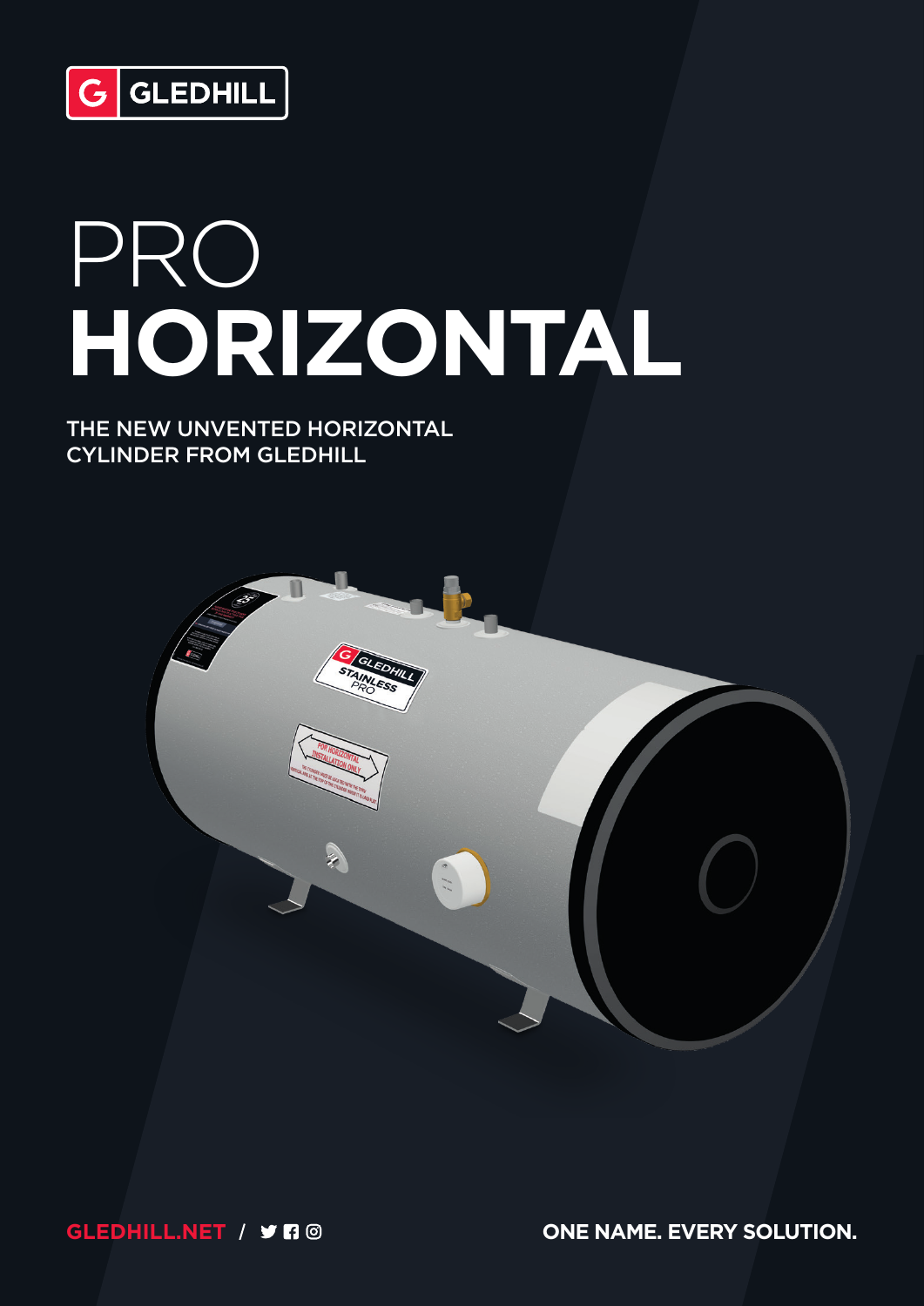GLEDHILL

# PRO HORIZONTAL

THE NEW UNVENTED HORIZONTAL CYLINDER FROM GLEDHILL

GLEDHILL.NET /

ONE NAME. EVERY SOLUTION.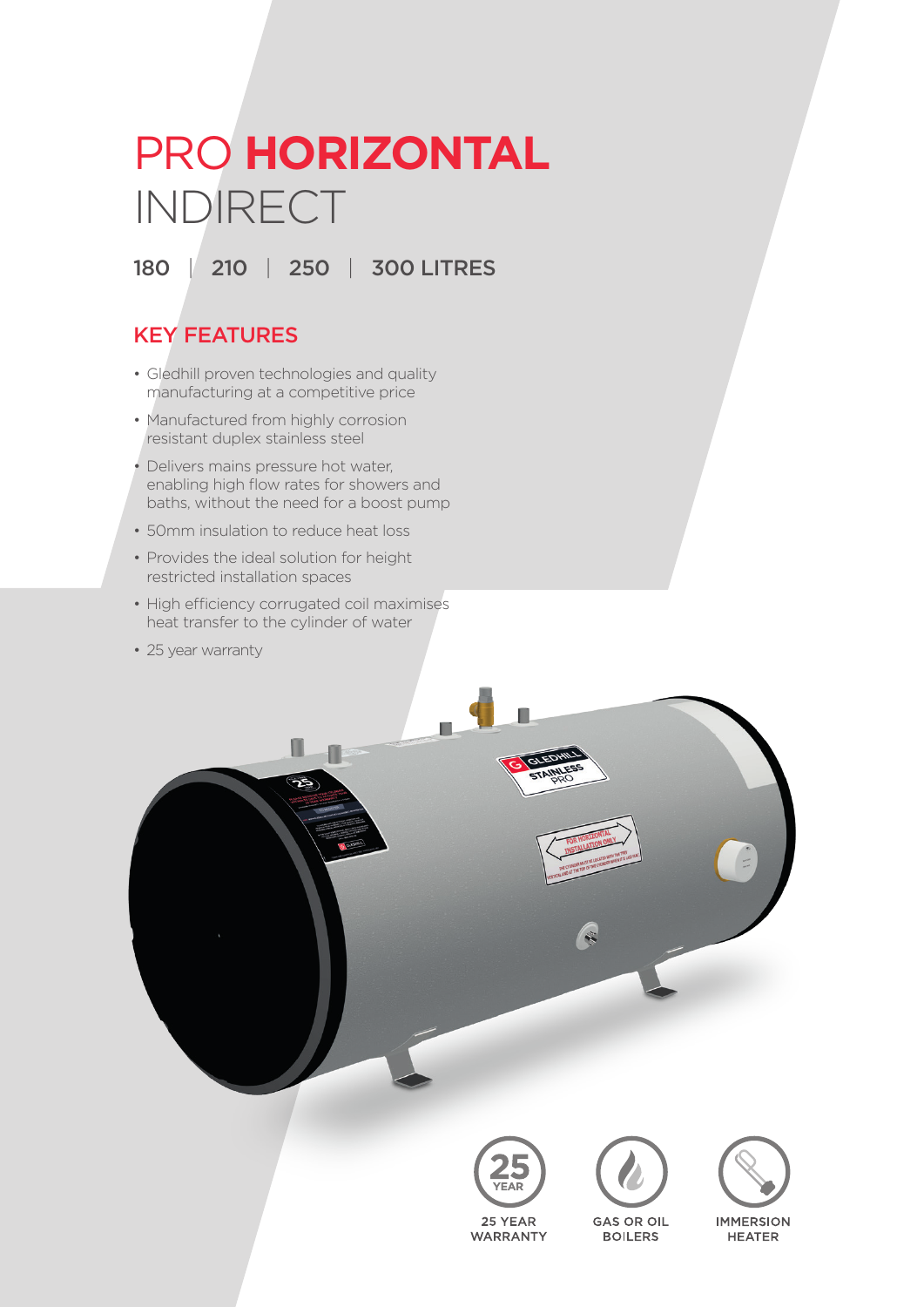# PRO **HORIZONTAL** INDIRECT

180 | 210 | 250 | 300 LITRES

## KEY FEATURES

- Gledhill proven technologies and quality manufacturing at a competitive price
- Manufactured from highly corrosion resistant duplex stainless steel
- Delivers mains pressure hot water, enabling high flow rates for showers and baths, without the need for a boost pump
- 50mm insulation to reduce heat loss
- Provides the ideal solution for height restricted installation spaces
- High efficiency corrugated coil maximises heat transfer to the cylinder of water
- 25 year warranty

25 YEAR WARRANTY

GAS OR OIL BOILERS

IMMERSION HEATER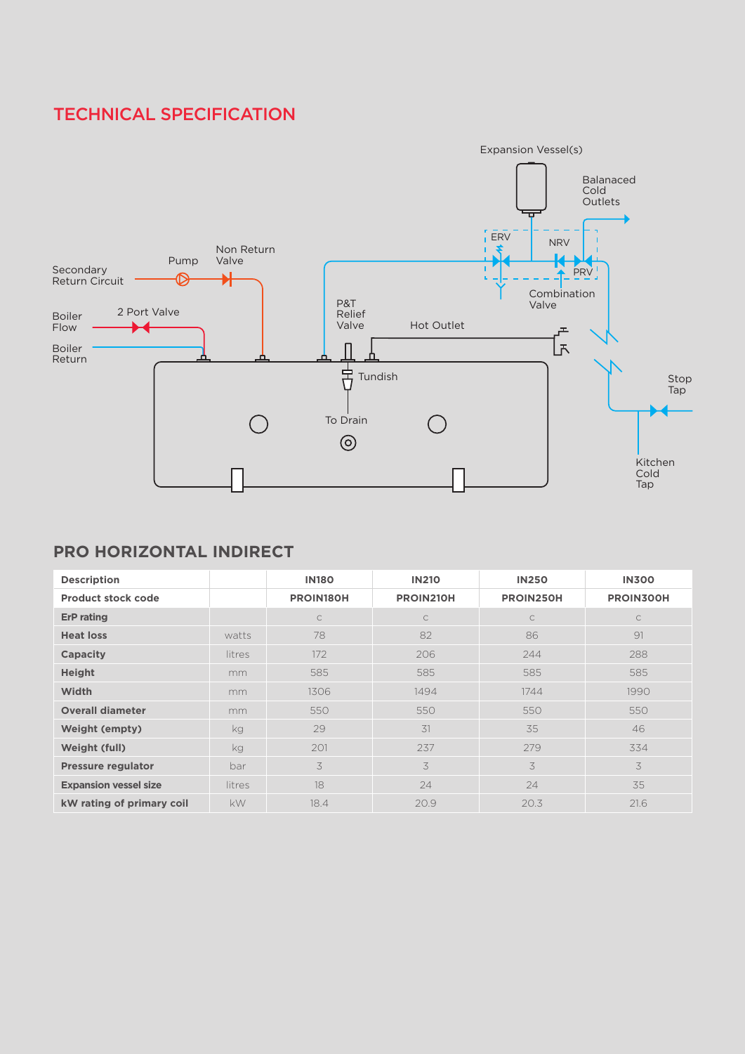## TECHNICAL SPECIFICATION

Expansion Vessel(s)

Balanaced Cold Outlets

ERV

NRV

PRV

Combination Valve

Secondary Return Circuit

Pump

Non Return Valve

Boiler Flow

2 Port Valve

Boiler Return

P&T Relief Valve

Hot Outlet

Tundish

To Drain

Stop Tap

Kitchen Cold Tap

## PRO HORIZONTAL INDIRECT

| Description | | IN180 | IN210 | IN250 | IN300 |
|---|---|---|---|---|---|
| **Product stock code** | | **PROIN180H** | **PROIN210H** | **PROIN250H** | **PROIN300H** |
| **ErP rating** | | C | C | C | C |
| **Heat loss** | watts | 78 | 82 | 86 | 91 |
| **Capacity** | litres | 172 | 206 | 244 | 288 |
| **Height** | mm | 585 | 585 | 585 | 585 |
| **Width** | mm | 1306 | 1494 | 1744 | 1990 |
| **Overall diameter** | mm | 550 | 550 | 550 | 550 |
| **Weight (empty)** | kg | 29 | 31 | 35 | 46 |
| **Weight (full)** | kg | 201 | 237 | 279 | 334 |
| **Pressure regulator** | bar | 3 | 3 | 3 | 3 |
| **Expansion vessel size** | litres | 18 | 24 | 24 | 35 |
| **kW rating of primary coil** | kW | 18.4 | 20.9 | 20.3 | 21.6 |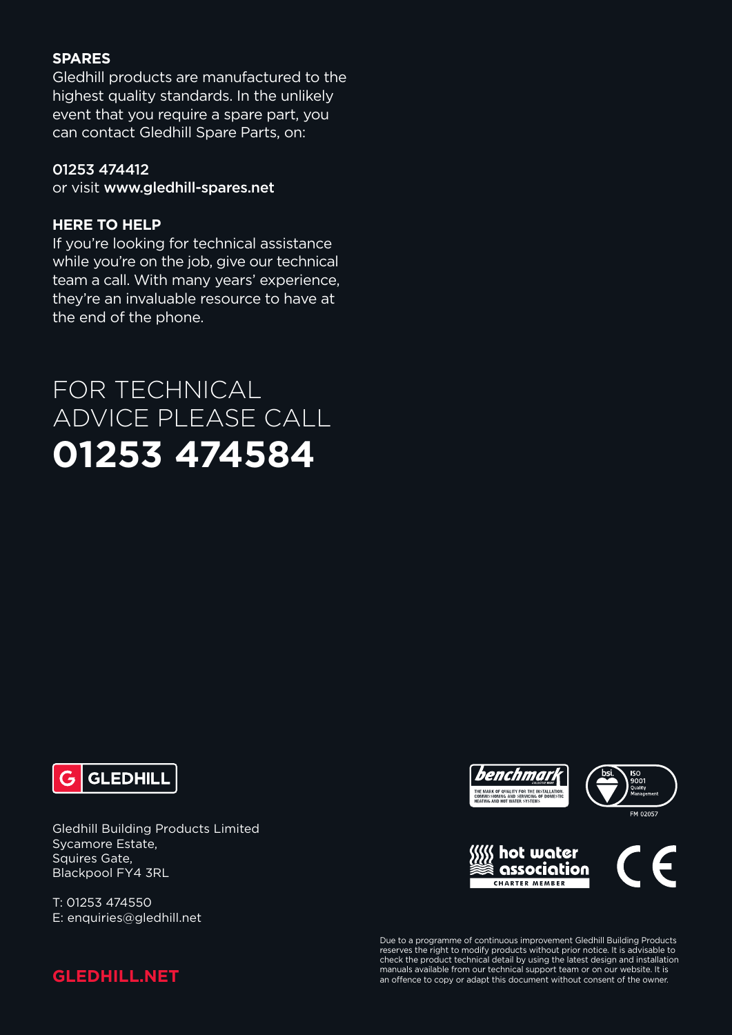**SPARES**

Gledhill products are manufactured to the highest quality standards. In the unlikely event that you require a spare part, you can contact Gledhill Spare Parts, on:

01253 474412
or visit **www.gledhill-spares.net**

**HERE TO HELP**

If you're looking for technical assistance while you're on the job, give our technical team a call. With many years' experience, they're an invaluable resource to have at the end of the phone.

## FOR TECHNICAL ADVICE PLEASE CALL

# 01253 474584

GLEDHILL

Gledhill Building Products Limited
Sycamore Estate,
Squires Gate,
Blackpool FY4 3RL

T: 01253 474550
E: enquiries@gledhill.net

**GLEDHILL.NET**

benchmark
THE MARK OF QUALITY FOR THE INSTALLATION, COMMISSIONING AND SERVICING OF DOMESTIC HEATING AND HOT WATER SYSTEMS

bsi. ISO 9001 Quality Management
FM 02057

hot water association
CHARTER MEMBER

CE

Due to a programme of continuous improvement Gledhill Building Products reserves the right to modify products without prior notice. It is advisable to check the product technical detail by using the latest design and installation manuals available from our technical support team or on our website. It is an offence to copy or adapt this document without consent of the owner.